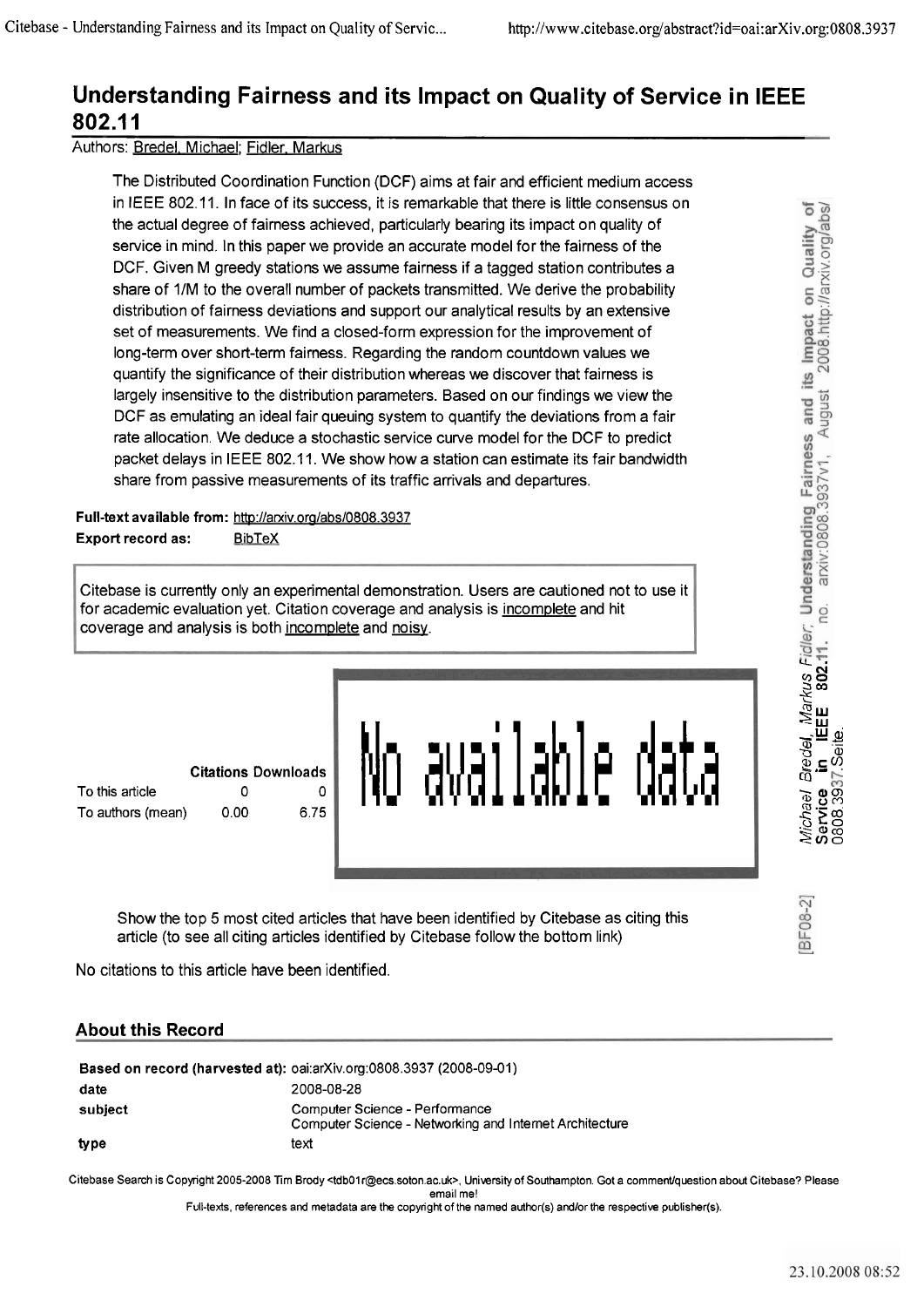# Understanding Fairness and its Impact on Quality of Service in IEEE 802.11

Authors: Bredel, Michael; Fidler, Markus

The Distributed Coordination Function (DCF) aims at fair and efficient medium access in IEEE 802.11. In face of its success, it is remarkable that there is little consensus on the actual degree of fairness achieved, particularly bearing its impact on quality of service in mind. In this paper we provide an accurate model for the fairness of the DCF. Given M greedy stations we assume fairness if a tagged station contributes a share of 1/M to the overall number of packets transmitted. We derive the probability distribution of fairness deviations and support our analytical results by an extensive set of measurements. We find a closed-form expression for the improvement of long-term over short-term fairness. Regarding the random countdown values we quantify the significance of their distribution whereas we discover that fairness is largely insensitive to the distribution parameters. Based on our findings we view the DCF as emulating an ideal fair queuing system to quantify the deviations from a fair rate allocation. We deduce a stochastic service curve model for the DCF to predict packet delays in IEEE 802.11. We show how a station can estimate its fair bandwidth share from passive measurements of its traffic arrivals and departures.

**Full-text available from:** http://arxiv.org/abs/0808.3937

**Export record as:** BibTeX

Citebase is currently only an experimental demonstration. Users are cautioned not to use it for academic evaluation yet. Citation coverage and analysis is incomplete and hit coverage and analysis is both incomplete and noisy.

| | Citations | Downloads |
|---|---|---|
| To this article | 0 | 0 |
| To authors (mean) | 0.00 | 6.75 |

No available data

Show the top 5 most cited articles that have been identified by Citebase as citing this article (to see all citing articles identified by Citebase follow the bottom link)

No citations to this article have been identified.

## About this Record

| | |
|---|---|
| **Based on record (harvested at):** | oai:arXiv.org:0808.3937 (2008-09-01) |
| **date** | 2008-08-28 |
| **subject** | Computer Science - Performance<br>Computer Science - Networking and Internet Architecture |
| **type** | text |

Citebase Search is Copyright 2005-2008 Tim Brody <tdb01r@ecs.soton.ac.uk>, University of Southampton. Got a comment/question about Citebase? Please email me!

Full-texts, references and metadata are the copyright of the named author(s) and/or the respective publisher(s).

*Michael Bredel, Markus Fidler;* **Understanding Fairness and its Impact on Quality of Service in IEEE 802.11.** no. arxiv:0808.3937v1, August 2008.http://arxiv.org/abs/0808.3937.Seite.

[BF08-2]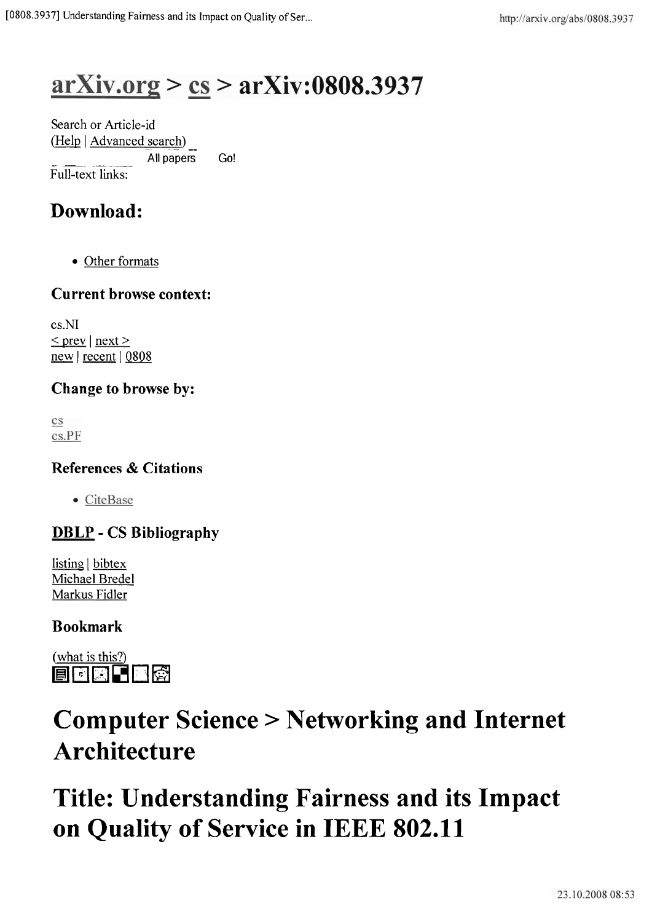# arXiv.org > cs > arXiv:0808.3937

Search or Article-id
(Help | Advanced search)
All papers Go!
Full-text links:

## Download:

- Other formats

### Current browse context:

cs.NI
< prev | next >
new | recent | 0808

### Change to browse by:

cs
cs.PF

### References & Citations

- CiteBase

### DBLP - CS Bibliography

listing | bibtex
Michael Bredel
Markus Fidler

### Bookmark

(what is this?)

# Computer Science > Networking and Internet Architecture

# Title: Understanding Fairness and its Impact on Quality of Service in IEEE 802.11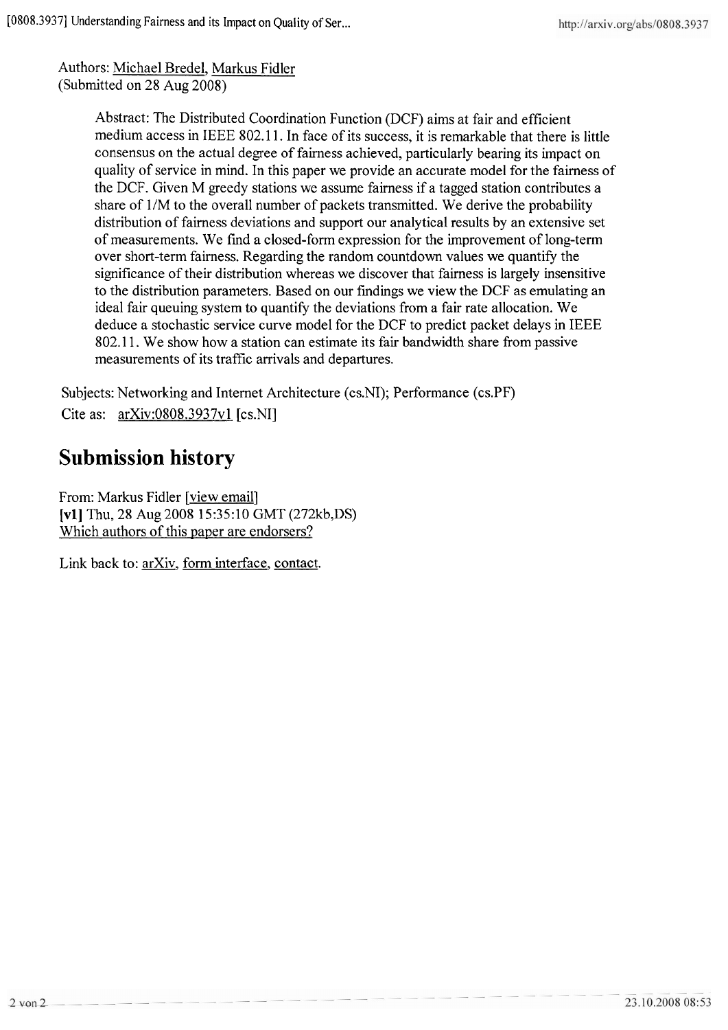Authors: Michael Bredel, Markus Fidler
(Submitted on 28 Aug 2008)

Abstract: The Distributed Coordination Function (DCF) aims at fair and efficient medium access in IEEE 802.11. In face of its success, it is remarkable that there is little consensus on the actual degree of fairness achieved, particularly bearing its impact on quality of service in mind. In this paper we provide an accurate model for the fairness of the DCF. Given M greedy stations we assume fairness if a tagged station contributes a share of 1/M to the overall number of packets transmitted. We derive the probability distribution of fairness deviations and support our analytical results by an extensive set of measurements. We find a closed-form expression for the improvement of long-term over short-term fairness. Regarding the random countdown values we quantify the significance of their distribution whereas we discover that fairness is largely insensitive to the distribution parameters. Based on our findings we view the DCF as emulating an ideal fair queuing system to quantify the deviations from a fair rate allocation. We deduce a stochastic service curve model for the DCF to predict packet delays in IEEE 802.11. We show how a station can estimate its fair bandwidth share from passive measurements of its traffic arrivals and departures.

Subjects: Networking and Internet Architecture (cs.NI); Performance (cs.PF)
Cite as: arXiv:0808.3937v1 [cs.NI]

## Submission history

From: Markus Fidler [view email]
**[v1]** Thu, 28 Aug 2008 15:35:10 GMT (272kb,DS)
Which authors of this paper are endorsers?

Link back to: arXiv, form interface, contact.